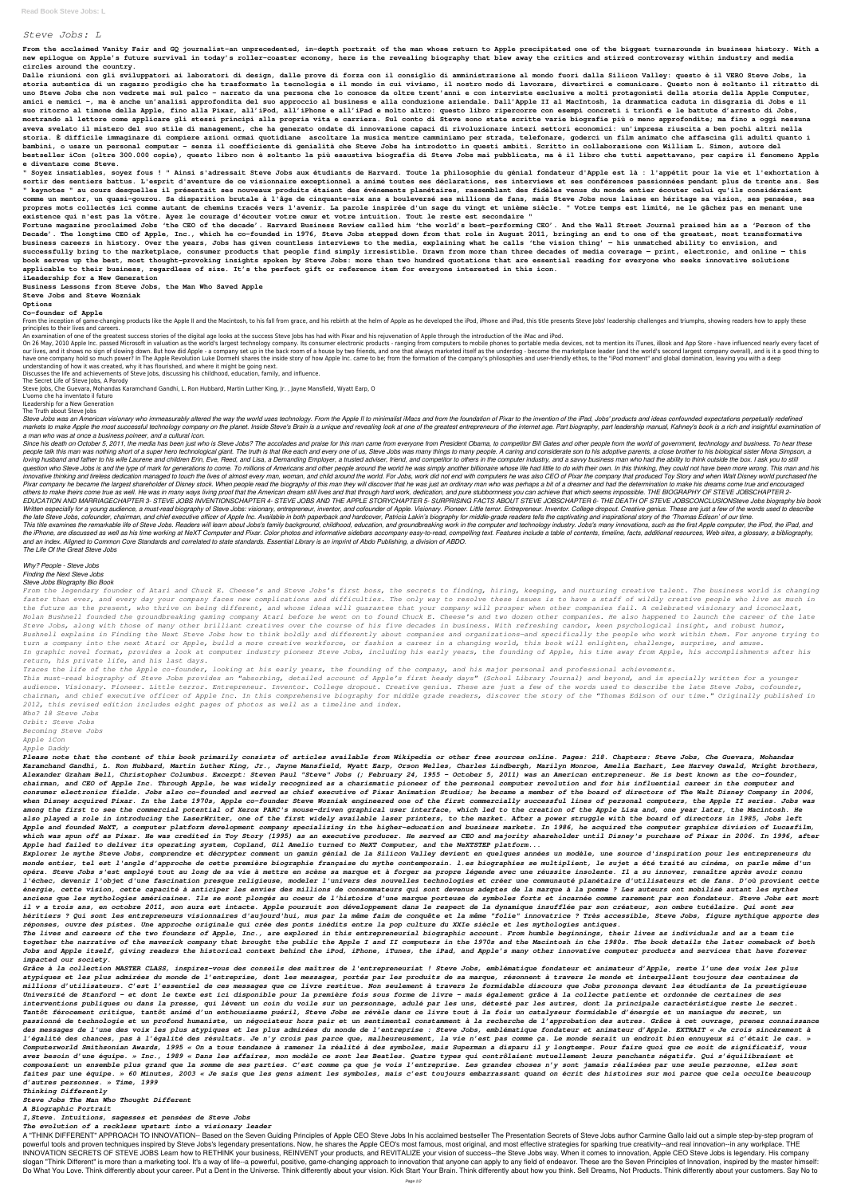# Steve Jobs: L

**From the acclaimed Vanity Fair and GQ journalist—an unprecedented, in-depth portrait of the man whose return to Apple precipitated one of the biggest turnarounds in business history. With a new epilogue on Apple's future survival in today's roller-coaster economy, here is the revealing biography that blew away the critics and stirred controversy within industry and media circles around the country.**

**Dalle riunioni con gli sviluppatori ai laboratori di design, dalle prove di forza con il consiglio di amministrazione al mondo fuori dalla Silicon Valley: questo è il VERO Steve Jobs, la storia autentica di un ragazzo prodigio che ha trasformato la tecnologia e il mondo in cui viviamo, il nostro modo di lavorare, divertirci e comunicare. Questo non è soltanto il ritratto di uno Steve Jobs che non vedrete mai sul palco – narrato da una persona che lo conosce da oltre trent'anni e con interviste esclusive a molti protagonisti della storia della Apple Computer, amici e nemici –, ma è anche un'analisi approfondita del suo approccio al business e alla conduzione aziendale. Dall'Apple II al MacIntosh, la drammatica caduta in disgrazia di Jobs e il suo ritorno al timone della Apple, fino alla Pixar, all'iPod, all'iPhone e all'iPad e molto altro: questo libro ripercorre con esempi concreti i trionfi e le battute d'arresto di Jobs, mostrando al lettore come applicare gli stessi principi alla propria vita e carriera. Sul conto di Steve sono state scritte varie biografie più o meno approfondite; ma fino a oggi nessuna aveva svelato il mistero del suo stile di management, che ha generato ondate di innovazione capaci di rivoluzionare interi settori economici: un'impresa riuscita a ben pochi altri nella storia. È difficile immaginare di compiere azioni ormai quotidiane ascoltare la musica mentre camminiamo per strada, telefonare, goderci un film animato che affascina gli adulti quanto i bambini, o usare un personal computer – senza il coefficiente di genialità che Steve Jobs ha introdotto in questi ambiti. Scritto in collaborazione con William L. Simon, autore del bestseller iCon (oltre 300.000 copie), questo libro non è soltanto la più esaustiva biografia di Steve Jobs mai pubblicata, ma è il libro che tutti aspettavano, per capire il fenomeno Apple e diventare come Steve.**

**" Soyez insatiables, soyez fous ! " Ainsi s'adressait Steve Jobs aux étudiants de Harvard. Toute la philosophie du génial fondateur d'Apple est là : l'appétit pour la vie et l'exhortation à sortir des sentiers battus. L'esprit d'aventure de ce visionnaire exceptionnel a animé toutes ses déclarations, ses interviews et ses conférences passionnées pendant plus de trente ans. Ses " keynotes " au cours desquelles il présentait ses nouveaux produits étaient des événements planétaires, rassemblant des fidèles venus du monde entier écouter celui qu'ils considéraient comme un mentor, un quasi-gourou. Sa disparition brutale à l'âge de cinquante-six ans a bouleversé ses millions de fans, mais Steve Jobs nous laisse en héritage sa vision, ses pensées, ses propres mots collectés ici comme autant de chemins tracés vers l'avenir. La parole inspirée d'un sage du vingt et unième siècle. " Votre temps est limité, ne le gâchez pas en menant une existence qui n'est pas la vôtre. Ayez le courage d'écouter votre cœur et votre intuition. Tout le reste est secondaire "**

**Fortune magazine proclaimed Jobs 'the CEO of the decade'. Harvard Business Review called him 'the world's best-performing CEO'. And the Wall Street Journal praised him as a 'Person of the Decade'. The longtime CEO of Apple, Inc., which he co-founded in 1976, Steve Jobs stepped down from that role in August 2011, bringing an end to one of the greatest, most transformative business careers in history. Over the years, Jobs has given countless interviews to the media, explaining what he calls 'the vision thing' — his unmatched ability to envision, and successfully bring to the marketplace, consumer products that people find simply irresistible. Drawn from more than three decades of media coverage — print, electronic, and online — this book serves up the best, most thought-provoking insights spoken by Steve Jobs: more than two hundred quotations that are essential reading for everyone who seeks innovative solutions applicable to their business, regardless of size. It's the perfect gift or reference item for everyone interested in this icon.**

**iLeadership for a New Generation**

**Business Lessons from Steve Jobs, the Man Who Saved Apple**

**Steve Jobs and Steve Wozniak**

**Options**

**Co-founder of Apple**

From the inception of game-changing products like the Apple II and the Macintosh, to his fall from grace, and his rebirth at the helm of Apple as he developed the iPod, iPhone and iPad, this title presents Steve Jobs' leadership challenges and triumphs, showing readers how to apply these principles to their lives and careers.

An examination of one of the greatest success stories of the digital age looks at the success Steve Jobs has had with Pixar and his rejuvenation of Apple through the introduction of the iMac and iPod.

On 26 May, 2010 Apple Inc. passed Microsoft in valuation as the world's largest technology company. Its consumer electronic products - ranging from computers to mobile phones to portable media devices, not to mention its iTunes, iBook and App Store - have influenced nearly every facet of our lives, and it shows no sign of slowing down. But how did Apple - a company set up in the back room of a house by two friends, and one that always marketed itself as the underdog - become the marketplace leader (and the world's second largest company overall), and is it a good thing to have one company hold so much power? In The Apple Revolution Luke Dormehl shares the inside story of how Apple Inc. came to be; from the formation of the company's philosophies and user-friendly ethos, to the "iPod moment" and global domination, leaving you with a deep understanding of how it was created, why it has flourished, and where it might be going next.

Discusses the life and achievements of Steve Jobs, discussing his childhood, education, family, and influence.

The Secret Life of Steve Jobs, A Parody

Steve Jobs, Che Guevara, Mohandas Karamchand Gandhi, L. Ron Hubbard, Martin Luther King, Jr. , Jayne Mansfield, Wyatt Earp, O

L'uomo che ha inventato il futuro

ILeadership for a New Generation

The Truth about Steve Jobs

*Steve Jobs was an American visionary who immeasurably altered the way the world uses technology. From the Apple II to minimalist iMacs and from the foundation of Pixar to the invention of the iPad, Jobs' products and ideas confounded expectations perpetually redefined markets to make Apple the most successful technology company on the planet. Inside Steve's Brain is a unique and revealing look at one of the greatest entrepreneurs of the internet age. Part biography, part leadership manual, Kahney's book is a rich and insightful examination of a man who was at once a business poineer, and a cultural icon.*

*Since his death on October 5, 2011, the media has been just who is Steve Jobs? The accolades and praise for this man came from everyone from President Obama, to competitor Bill Gates and other people from the world of government, technology and business. To hear these people talk this man was nothing short of a super hero technological giant. The truth is that like each and every one of us, Steve Jobs was many things to many people. A caring and considerate son to his adoptive parents, a close brother to his biological sister Mona Simpson, a loving husband and father to his wife Laurene and children Erin, Eve, Reed, and Lisa, a Demanding Employer, a trusted adviser, friend, and competitor to others in the computer industry, and a savvy business man who had the ability to think outside the box. I ask you to still question who Steve Jobs is and the type of mark for generations to come. To millions of Americans and other people around the world he was simply another billionaire whose life had little to do with their own. In this thinking, they could not have been more wrong. This man and his innovative thinking and tireless dedication managed to touch the lives of almost every man, woman, and child around the world. For Jobs, work did not end with computers he was also CEO of Pixar the company that produced Toy Story and when Walt Disney world purchased the Pixar company he became the largest shareholder of Disney stock. When people read the biography of this man they will discover that he was just an ordinary man who was perhaps a bit of a dreamer and had the determination to make his dreams come true and encouraged others to make theirs come true as well. He was in many ways living proof that the American dream still lives and that through hard work, dedication, and pure stubbornness you can achieve that which seems impossible. THE BIOGRAPHY OF STEVE JOBSCHAPTER 2- EDUCATION AND MARRIAGECHAPTER 3- STEVE JOBS INVENTIONSCHAPTER 4- STEVE JOBS AND THE APPLE STORYCHAPTER 5- SURPRISING FACTS ABOUT STEVE JOBSCHAPTER 6- THE DEATH OF STEVE JOBSCONCLUSIONSteve Jobs biography bio book*

*Written especially for a young audience, a must-read biography of Steve Jobs: visionary, entrepreneur, inventor, and cofounder of Apple. Visionary. Pioneer. Little terror. Entrepreneur. Inventor. College dropout. Creative genius. These are just a few of the words used to describe the late Steve Jobs, cofounder, chairman, and chief executive officer of Apple Inc. Available in both paperback and hardcover, Patricia Lakin's biography for middle-grade readers tells the captivating and inspirational story of the 'Thomas Edison' of our time.*

*This title examines the remarkable life of Steve Jobs. Readers will learn about Jobs's family background, childhood, education, and groundbreaking work in the computer and technology industry. Jobs's many innovations, such as the first Apple computer, the iPod, the iPad, and the iPhone, are discussed as well as his time working at NeXT Computer and Pixar. Color photos and informative sidebars accompany easy-to-read, compelling text. Features include a table of contents, timeline, facts, additional resources, Web sites, a glossary, a bibliography, and an index. Aligned to Common Core Standards and correlated to state standards. Essential Library is an imprint of Abdo Publishing, a division of ABDO.*

*The Life Of the Great Steve Jobs*

*Why? People - Steve Jobs*

*Finding the Next Steve Jobs*

*Steve Jobs Biography Bio Book*

*From the legendary founder of Atari and Chuck E. Cheese's and Steve Jobs's first boss, the secrets to finding, hiring, keeping, and nurturing creative talent. The business world is changing faster than ever, and every day your company faces new complications and difficulties. The only way to resolve these issues is to have a staff of wildly creative people who live as much in the future as the present, who thrive on being different, and whose ideas will guarantee that your company will prosper when other companies fail. A celebrated visionary and iconoclast, Nolan Bushnell founded the groundbreaking gaming company Atari before he went on to found Chuck E. Cheese's and two dozen other companies. He also happened to launch the career of the late Steve Jobs, along with those of many other brilliant creatives over the course of his five decades in business. With refreshing candor, keen psychological insight, and robust humor, Bushnell explains in Finding the Next Steve Jobs how to think boldly and differently about companies and organizations—and specifically the people who work within them. For anyone trying to turn a company into the next Atari or Apple, build a more creative workforce, or fashion a career in a changing world, this book will enlighten, challenge, surprise, and amuse.*

*In graphic novel format, provides a look at computer industry pioneer Steve Jobs, including his early years, the founding of Apple, his time away from Apple, his accomplishments after his return, his private life, and his last days.*

*Traces the life of the Apple co-founder, looking at his early years, the founding of the company, and his major personal and professional achievements.*

*This must-read biography of Steve Jobs provides an "absorbing, detailed account of Apple's first heady days" (School Library Journal) and beyond, and is specially written for a younger audience. Visionary. Pioneer. Little terror. Entrepreneur. Inventor. College dropout. Creative genius. These are just a few of the words used to describe the late Steve Jobs, cofounder, chairman, and chief executive officer of Apple Inc. In this comprehensive biography for middle grade readers, discover the story of the "Thomas Edison of our time." Originally published in 2012, this revised edition includes eight pages of photos as well as a timeline and index.*

*Who? 18 Steve Jobs*

*Orbit: Steve Jobs*

*Becoming Steve Jobs*

*Apple iCon*

*Apple Daddy*

***Please note that the content of this book primarily consists of articles available from Wikipedia or other free sources online. Pages: 218. Chapters: Steve Jobs, Che Guevara, Mohandas Karamchand Gandhi, L. Ron Hubbard, Martin Luther King, Jr., Jayne Mansfield, Wyatt Earp, Orson Welles, Charles Lindbergh, Marilyn Monroe, Amelia Earhart, Lee Harvey Oswald, Wright brothers, Alexander Graham Bell, Christopher Columbus. Excerpt: Steven Paul "Steve" Jobs (; February 24, 1955 - October 5, 2011) was an American entrepreneur. He is best known as the co-founder, chairman, and CEO of Apple Inc. Through Apple, he was widely recognized as a charismatic pioneer of the personal computer revolution and for his influential career in the computer and consumer electronics fields. Jobs also co-founded and served as chief executive of Pixar Animation Studios; he became a member of the board of directors of The Walt Disney Company in 2006, when Disney acquired Pixar. In the late 1970s, Apple co-founder Steve Wozniak engineered one of the first commercially successful lines of personal computers, the Apple II series. Jobs was among the first to see the commercial potential of Xerox PARC's mouse-driven graphical user interface, which led to the creation of the Apple Lisa and, one year later, the Macintosh. He also played a role in introducing the LaserWriter, one of the first widely available laser printers, to the market. After a power struggle with the board of directors in 1985, Jobs left Apple and founded NeXT, a computer platform development company specializing in the higher-education and business markets. In 1986, he acquired the computer graphics division of Lucasfilm, which was spun off as Pixar. He was credited in Toy Story (1995) as an executive producer. He served as CEO and majority shareholder until Disney's purchase of Pixar in 2006. In 1996, after Apple had failed to deliver its operating system, Copland, Gil Amelio turned to NeXT Computer, and the NeXTSTEP platform...***

***Explorer le mythe Steve Jobs, comprendre et décrypter comment un gamin génial de la Silicon Valley devient en quelques années un modèle, une source d'inspiration pour les entrepreneurs du monde entier, tel est l'angle d'approche de cette première biographie française du mythe contemporain. l.es biographies se multiplient, le sujet a été traité au cinéma, on parle même d'un opéra. Steve Jobs s'est employé tout au long de sa vie à mettre en scène sa marque et à forger sa propre légende avec une réussite insolente. Il a su innover, renaître après avoir connu l'échec, devenir l'objet d'une fascination presque religieuse, modeler l'univers des nouvelles technologies et créer une communauté planétaire d'utilisateurs et de fans. D'où provient cette énergie, cette vision, cette capacité à anticiper les envies des millions de consommateurs qui sont devenus adeptes de la marque à la pomme ? Les auteurs ont mobilisé autant les mythes anciens que les mythologies américaines. Ils se sont plongés au coeur de l'histoire d'une marque porteuse de symboles forts et incarnée comme rarement par son fondateur. Steve Jobs est mort il y a trois ans, en octobre 2011, son aura est intacte. Apple poursuit son développement dans le respect de la dynamique insufflée par son créateur, son ombre tutélaire. Qui sont ses héritiers ? Qui sont les entrepreneurs visionnaires d'aujourd'hui, mus par la même faim de conquête et la même "folie" innovatrice ? Très accessible, Steve Jobs, figure mythique apporte des réponses, ouvre des pistes. Une approche originale qui crée des ponts inédits entre la pop culture du XXIe siècle et les mythologies antiques.***

***The lives and careers of the two founders of Apple, Inc., are explored in this entrepreneurial biographic account. From humble beginnings, their lives as individuals and as a team tie together the narrative of the maverick company that brought the public the Apple I and II computers in the 1970s and the Macintosh in the 1980s. The book details the later comeback of both Jobs and Apple itself, giving readers the historical context behind the iPod, iPhone, iTunes, the iPad, and Apple's many other innovative computer products and services that have forever impacted our society.***

***Grâce à la collection MASTER CLASS, inspirez-vous des conseils des maîtres de l'entrepreneuriat ! Steve Jobs, emblématique fondateur et animateur d'Apple, reste l'une des voix les plus atypiques et les plus admirées du monde de l'entreprise, dont les messages, portés par les produits de sa marque, résonnent à travers le monde et interpellent toujours des centaines de millions d'utilisateurs. C'est l'essentiel de ces messages que ce livre restitue. Non seulement à travers le formidable discours que Jobs prononça devant les étudiants de la prestigieuse Université de Stanford – et dont le texte est ici disponible pour la première fois sous forme de livre – mais également grâce à la collecte patiente et ordonnée de certaines de ses interventions publiques ou dans la presse, qui lèvent un coin du voile sur un personnage, adulé par les uns, détesté par les autres, dont la principale caractéristique reste le secret. Tantôt férocement critique, tantôt animé d'un enthousiasme puéril, Steve Jobs se révèle dans ce livre tout à la fois un catalyseur formidable d'énergie et un maniaque du secret, un passionné de technologie et un profond humaniste, un négociateur hors pair et un sentimental constamment à la recherche de l'approbation des autres. Grâce à cet ouvrage, prenez connaissance des messages de l'une des voix les plus atypiques et les plus admirées du monde de l'entreprise : Steve Jobs, emblématique fondateur et animateur d'Apple. EXTRAIT « Je crois sincèrement à l'égalité des chances, pas à l'égalité des résultats. Je n'y crois pas parce que, malheureusement, la vie n'est pas comme ça. Le monde serait un endroit bien ennuyeux si c'était le cas. » Computerworld Smithsonian Awards, 1995 « On a tous tendance à ramener la réalité à des symboles, mais Superman a disparu il y longtemps. Pour faire quoi que ce soit de significatif, vous avez besoin d'une équipe. » Inc., 1989 « Dans les affaires, mon modèle ce sont les Beatles. Quatre types qui contrôlaient mutuellement leurs penchants négatifs. Qui s'équilibraient et composaient un ensemble plus grand que la somme de ses parties. C'est comme ça que je vois l'entreprise. Les grandes choses n'y sont jamais réalisées par une seule personne, elles sont faites par une équipe. » 60 Minutes, 2003 « Je sais que les gens aiment les symboles, mais c'est toujours embarrassant quand on écrit des histoires sur moi parce que cela occulte beaucoup d'autres personnes. » Time, 1999***

***Thinking Differently***

***Steve Jobs The Man Who Thought Different***

***A Biographic Portrait***

***I,Steve. Intuitions, sagesses et pensées de Steve Jobs***

***The evolution of a reckless upstart into a visionary leader***

A "THINK DIFFERENT" APPROACH TO INNOVATION-- Based on the Seven Guiding Principles of Apple CEO Steve Jobs In his acclaimed bestseller The Presentation Secrets of Steve Jobs author Carmine Gallo laid out a simple step-by-step program of powerful tools and proven techniques inspired by Steve Jobs's legendary presentations. Now, he shares the Apple CEO's most famous, most original, and most effective strategies for sparking true creativity--and real innovation--in any workplace. THE INNOVATION SECRETS OF STEVE JOBS Learn how to RETHINK your business, REINVENT your products, and REVITALIZE your vision of success--the Steve Jobs way. When it comes to innovation, Apple CEO Steve Jobs is legendary. His company slogan "Think Different" is more than a marketing tool. It's a way of life--a powerful, positive, game-changing approach to innovation that anyone can apply to any field of endeavor. These are the Seven Principles of Innovation, inspired by the master himself: Do What You Love. Think differently about your career. Put a Dent in the Universe. Think differently about your vision. Kick Start Your Brain. Think differently about how you think. Sell Dreams, Not Products. Think differently about your customers. Say No to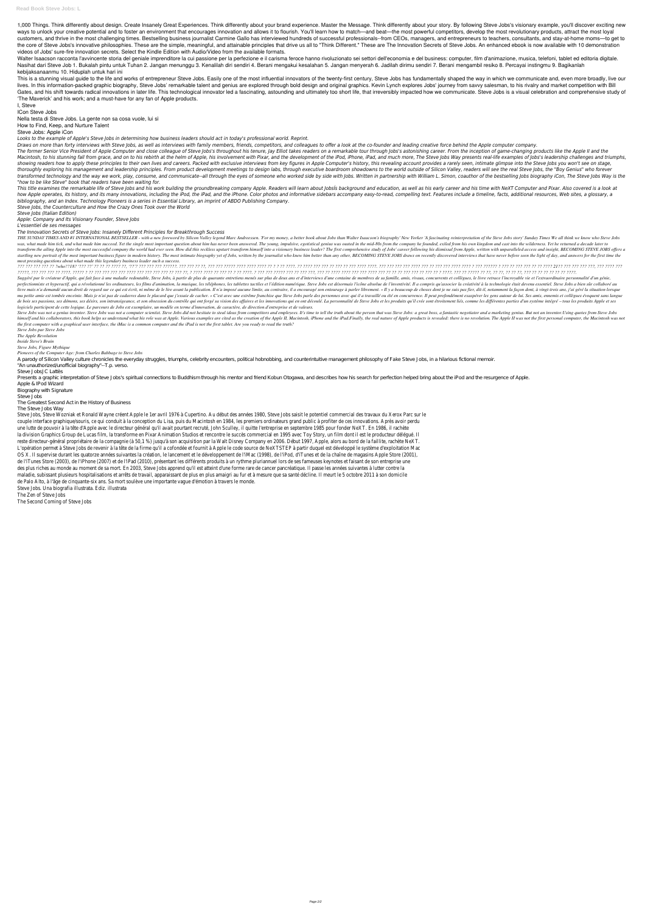1,000 Things. Think differently about design. Create Insanely Great Experiences. Think differently about your brand experience. Master the Message. Think differently about your story. By following Steve Jobs's visionary example, you'll discover exciting new ways to unlock your creative potential and to foster an environment that encourages innovation and allows it to flourish. You'll learn how to match—and beat—the most powerful competitors, develop the most revolutionary products, attract the most loyal customers, and thrive in the most challenging times. Bestselling business journalist Carmine Gallo has interviewed hundreds of successful professionals--from CEOs, managers, and entrepreneurs to teachers, consultants, and stay-at-home moms—to get to the core of Steve Jobs's innovative philosophies. These are the simple, meaningful, and attainable principles that drive us all to "Think Different." These are The Innovation Secrets of Steve Jobs. An enhanced ebook is now available with 10 demonstration videos of Jobs' seven-figure innovation secrets. Select the Kindle Edition with Audio/Video from the available formats.

Walter Isaacson racconta l'avvincente storia del geniale imprenditore la cui passione per la perfezione e il carisma feroce hanno rivoluzionato sei settori dell'economia e del business: computer, film d'animazione, musica, telefoni, tablet ed editoria digitale.

Nasihat dari Steve Job 1. Bukalah pintu untuk Tuhan 2. Jangan menunggu 3. Kenalilah diri sendiri 4. Berani mengakui kesalahan 5. Jangan menyerah 6. Jadilah dirimu sendiri 7. Berani mengambil resiko 8. Percayai instingmu 9. Bagikanlah kebijaksanaanmu 10. Hiduplah untuk hari ini

This is a stunning visual guide to the life and works of entrepreneur Steve Jobs. Easily one of the most influential innovators of the twenty-first century, Steve Jobs has fundamentally shaped the way in which we communicate and, even more broadly, live our lives. In this information-packed graphic biography, Steve Jobs' remarkable talent and genius are explored through bold design and original graphics. Kevin Lynch explores Jobs' journey from savvy salesman, to his rivalry and market competition with Bill Gates, and his shift towards radical innovations in later life. This technological innovator led a fascinating, astounding and ultimately too short life, that irreversibly impacted how we communicate. Steve Jobs is a visual celebration and comprehensive study of 'The Maverick' and his work; and a must-have for any fan of Apple products.

I, Steve

ICon Steve Jobs

Nella testa di Steve Jobs. La gente non sa cosa vuole, lui sì

How to Find, Keep, and Nurture Talent

Steve Jobs: Apple iCon

*Looks to the example of Apple's Steve Jobs in determining how business leaders should act in today's professional world. Reprint.*

*Draws on more than forty interviews with Steve Jobs, as well as interviews with family members, friends, competitors, and colleagues to offer a look at the co-founder and leading creative force behind the Apple computer company.*

*The former Senior Vice President of Apple Computer and close colleague of Steve Jobs's throughout his tenure, Jay Elliot takes readers on a remarkable tour through Jobs's astonishing career. From the inception of game-changing products like the Apple II and the Macintosh, to his stunning fall from grace, and on to his rebirth at the helm of Apple, his involvement with Pixar, and the development of the iPod, iPhone, iPad, and much more, The Steve Jobs Way presents real-life examples of Jobs's leadership challenges and triumphs, showing readers how to apply these principles to their own lives and careers. Packed with exclusive interviews from key figures in Apple Computer's history, this revealing account provides a rarely seen, intimate glimpse into the Steve Jobs you won't see on stage, thoroughly exploring his management and leadership principles. From product development meetings to design labs, through executive boardroom showdowns to the world outside of Silicon Valley, readers will see the real Steve Jobs, the "Boy Genius" who forever transformed technology and the way we work, play, consume, and communicate--all through the eyes of someone who worked side by side with Jobs. Written in partnership with William L. Simon, coauthor of the bestselling Jobs biography iCon, The Steve Jobs Way is the "how to be like Steve" book that readers have been waiting for.*

*This title examines the remarkable life of Steve Jobs and his work building the groundbreaking company Apple. Readers will learn about JobsÍs background and education, as well as his early career and his time with NeXT Computer and Pixar. Also covered is a look at how Apple operates, its history, and its many innovations, including the iPod, the iPad, and the iPhone. Color photos and informative sidebars accompany easy-to-read, compelling text. Features include a timeline, facts, additional resources, Web sites, a glossary, a bibliography, and an index. Technology Pioneers is a series in Essential Library, an imprint of ABDO Publishing Company.*

*Steve Jobs, the Counterculture and How the Crazy Ones Took over the World*

*Steve Jobs (Italian Edition)*

*Apple: Company and Its Visionary Founder, Steve Jobs*

*L'essentiel de ses messages*

*The Innovation Secrets of Steve Jobs: Insanely Different Principles for Breakthrough Success*

*THE SUNDAY TIMES AND #1 INTERNATIONAL BESTSELLER - with a new foreword by Silicon Valley legend Marc Andreessen. 'For my money, a better book about Jobs than Walter Isaacson's biography' New Yorker 'A fascinating reinterpretation of the Steve Jobs story' Sunday Times We all think we know who Steve Jobs was, what made him tick, and what made him succeed. Yet the single most important question about him has never been answered. The young, impulsive, egotistical genius was ousted in the mid-80s from the company he founded, exiled from his own kingdom and cast into the wilderness. Yet he returned a decade later to transform the ailing Apple into the most successful company the world had ever seen. How did this reckless upstart transform himself into a visionary business leader? The first comprehensive study of Jobs' career following his dismissal from Apple, written with unparalleled access and insight, BECOMING STEVE JOBS offers a startling new portrait of the most important business figure in modern history. The most intimate biography yet of Jobs, written by the journalist who knew him better than any other, BECOMING STEVE JOBS draws on recently discovered interviews that have never before seen the light of day, and answers for the first time the most pressing questions about what made this legendary business leader such a success.*

*??? ??? ??? ??? ?? ?who??18? ???? ??' ?? ?? ?? ???? ??, '??'? ??? ??? ??? ??????. ??? ??? ?? ??, ??? ??? ????? ???? ???? ???? ?? ? ? ?? ????. ?? ???? ??? ??? ?? ??? ?? ??? ???? ????. ??? ??? ??? ??? ???? ??? ?? ??? ??? ???? ???? ? ??? ?????? ? ??? ?? ??? ?? ?? ???? 21?? ??? ??? ??? ???, ??? ???? ??? ?????. ??? ??? ??? ?? ????. ????? ? ?? ??? ??? ??? ??? ???? ??? ??? ??? ??? ?? ??? ??, ? ???? ???? ?? ??? ?? ? ?? ????. ? ??? ??? ????? ??? ?? ??? ???. ??? ?? ???? ???? ??? ??? ???? ??? ?? ?? ?? ??? ??? ?? ??? ?? ? ????. ??? ?? ????? ?? ??, ?? ??, ?? ?? ??, ??? ?? ?? ?? ?? ?? ?? ?? ????.*

*Suggéré par le créateur d'Apple, qui fait face à une maladie redoutable, Steve Jobs, à partir de plus de quarante entretiens menés sur plus de deux ans et d'interviews d'une centaine de membres de sa famille, amis, rivaux, concurrents et collègues, le livre retrace l'incroyable vie et l'extraordinaire personnalité d'un génie, perfectionniste et hyperactif, qui a révolutionné les ordinateurs, les films d'animation, la musique, les téléphones, les tablettes tactiles et l'édition numérique. Steve Jobs est désormais l'icône absolue de l'inventivité. Il a compris qu'associer la créativité à la technologie était devenu essentiel. Steve Jobs a bien sûr collaboré au livre mais n'a demandé aucun droit de regard sur ce qui est écrit, ni même de le lire avant la publication. Il n'a imposé aucune limite, au contraire, il a encouragé son entourage à parler librement. « Il y a beaucoup de choses dont je ne suis pas fier, dit-il, notamment la façon dont, à vingt-trois ans, j'ai géré la situation lorsque ma petite amie est tombée enceinte. Mais je n'ai pas de cadavres dans le placard que j'essaie de cacher. » C'est avec une extrême franchise que Steve Jobs parle des personnes avec qui il a travaillé ou été en concurrence. Il peut profondément exaspérer les gens autour de lui. Ses amis, ennemis et collègues évoquent sans langue de bois ses passions, ses démons, ses désirs, son intransigeance, et son obsession du contrôle qui ont forgé sa vision des affaires et les innovations qui en ont découlé. La personnalité de Steve Jobs et les produits qu'il crée sont étroitement liés, comme les différentes parties d'un système intégré – tous les produits Apple et ses logiciels participent de cette logique. Le parcours de Jobs est exemplaire, un modèle en terme d'innovation, de caractère, de direction d'entreprise et de valeurs.*

*Steve Jobs was not a genius inventor. Steve Jobs was not a computer scientist. Steve Jobs did not hesitate to steal ideas from competitors and employees. It's time to tell the truth about the person that was Steve Jobs: a great boss, a fantastic negotiator and a marketing genius. But not an inventor.Using quotes from Steve Jobs himself and his collaborators, this book helps us understand what his role was at Apple. Various examples are cited as the creation of the Apple II, Macintosh, iPhone and the iPad.Finally, the real nature of Apple products is revealed: there is no revolution. The Apple II was not the first personal computer, the Macintosh was not the first computer with a graphical user interface, the iMac is a common computer and the iPad is not the first tablet. Are you ready to read the truth?*

*Steve Jobs par Steve Jobs*

*The Apple Revolution*

*Inside Steve's Brain*

*Steve Jobs, Figure Mythique*

*Pioneers of the Computer Age: from Charles Babbage to Steve Jobs*

A parody of Silicon Valley culture chronicles the everyday struggles, triumphs, celebrity encounters, political hobnobbing, and counterintuitive management philosophy of Fake Steve Jobs, in a hilarious fictional memoir.

"An unauthorized/unofficial biography"--T.p. verso.

Steve Jobs JC Lattès

Presents a graphic interpretation of Steve Jobs's spiritual connections to Buddhism through his mentor and friend Kobun Otogawa, and describes how his search for perfection helped bring about the iPod and the resurgence of Apple.

Apple & IPod Wizard

Biography with Signature

Steve Jobs

The Greatest Second Act in the History of Business

The Steve Jobs Way

Steve Jobs, Steve Wozniak et Ronald Wayne créent Apple le 1er avril 1976 à Cupertino. Au début des années 1980, Steve Jobs saisit le potentiel commercial des travaux du Xerox Parc sur le couple interface graphique/souris, ce qui conduit à la conception du Lisa, puis du Macintosh en 1984, les premiers ordinateurs grand public à profiter de ces innovations. Après avoir perdu une lutte de pouvoir à la tête d'Apple avec le directeur général qu'il avait pourtant recruté, John Sculley, il quitte l'entreprise en septembre 1985 pour fonder NeXT. En 1986, il rachète la division Graphics Group de Lucas film, la transforme en Pixar Animation Studios et rencontre le succès commercial en 1995 avec Toy Story, un film dont il est le producteur délégué. Il reste directeur-général propriétaire de la compagnie (à 50,1 %) jusqu'à son acquisition par la Walt Disney Company en 2006. Début 1997, Apple, alors au bord de la faillite, rachète NeXT. L'opération permet à Steve Jobs de revenir à la tête de la firme qu'il a cofondée et fournit à Apple le code source de NeXTSTEP à partir duquel est développé le système d'exploitation Mac OS X. Il supervise durant les quatorze années suivantes la création, le lancement et le développement de l'iMac (1998), de l'iPod, d'iTunes et de la chaîne de magasins Apple Store (2001), de l'iTunes Store (2003), de l'iPhone (2007) et de l'iPad (2010), présentant les différents produits à un rythme pluriannuel lors de ses fameuses keynotes et faisant de son entreprise une des plus riches au monde au moment de sa mort. En 2003, Steve Jobs apprend qu'il est atteint d'une forme rare de cancer pancréatique. Il passe les années suivantes à lutter contre la maladie, subissant plusieurs hospitalisations et arrêts de travail, apparaissant de plus en plus amaigri au fur et à mesure que sa santé décline. Il meurt le 5 octobre 2011 à son domicile de Palo Alto, à l'âge de cinquante-six ans. Sa mort soulève une importante vague d'émotion à travers le monde.

Steve Jobs. Una biografia illustrata. Ediz. illustrata

The Zen of Steve Jobs

The Second Coming of Steve Jobs